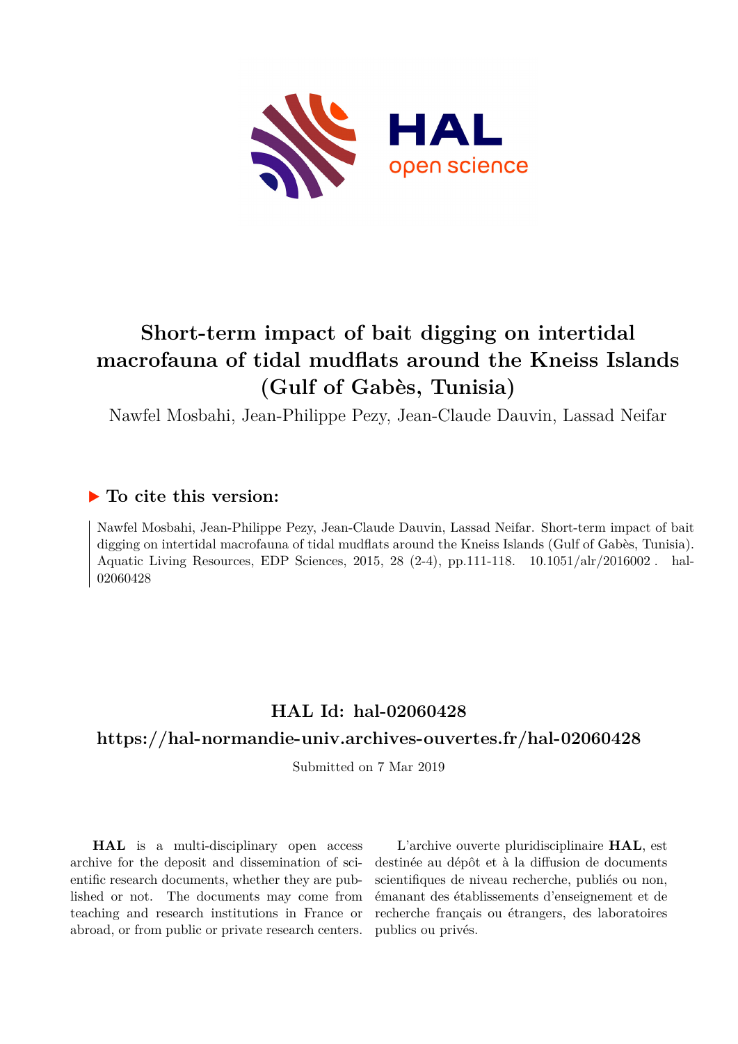# Short-term impact of bait digging on intertidal macrofauna of tidal mudflats around the Kneiss Islands (Gulf of Gabès, Tunisia)

Nawfel Mosbahi, Jean-Philippe Pezy, Jean-Claude Dauvin, Lassad Neifar

## ▶ To cite this version:

Nawfel Mosbahi, Jean-Philippe Pezy, Jean-Claude Dauvin, Lassad Neifar. Short-term impact of bait digging on intertidal macrofauna of tidal mudflats around the Kneiss Islands (Gulf of Gabès, Tunisia). Aquatic Living Resources, EDP Sciences, 2015, 28 (2-4), pp.111-118. 10.1051/alr/2016002 . hal-02060428

## HAL Id: hal-02060428

## https://hal-normandie-univ.archives-ouvertes.fr/hal-02060428

Submitted on 7 Mar 2019

**HAL** is a multi-disciplinary open access archive for the deposit and dissemination of scientific research documents, whether they are published or not. The documents may come from teaching and research institutions in France or abroad, or from public or private research centers.

L'archive ouverte pluridisciplinaire **HAL**, est destinée au dépôt et à la diffusion de documents scientifiques de niveau recherche, publiés ou non, émanant des établissements d'enseignement et de recherche français ou étrangers, des laboratoires publics ou privés.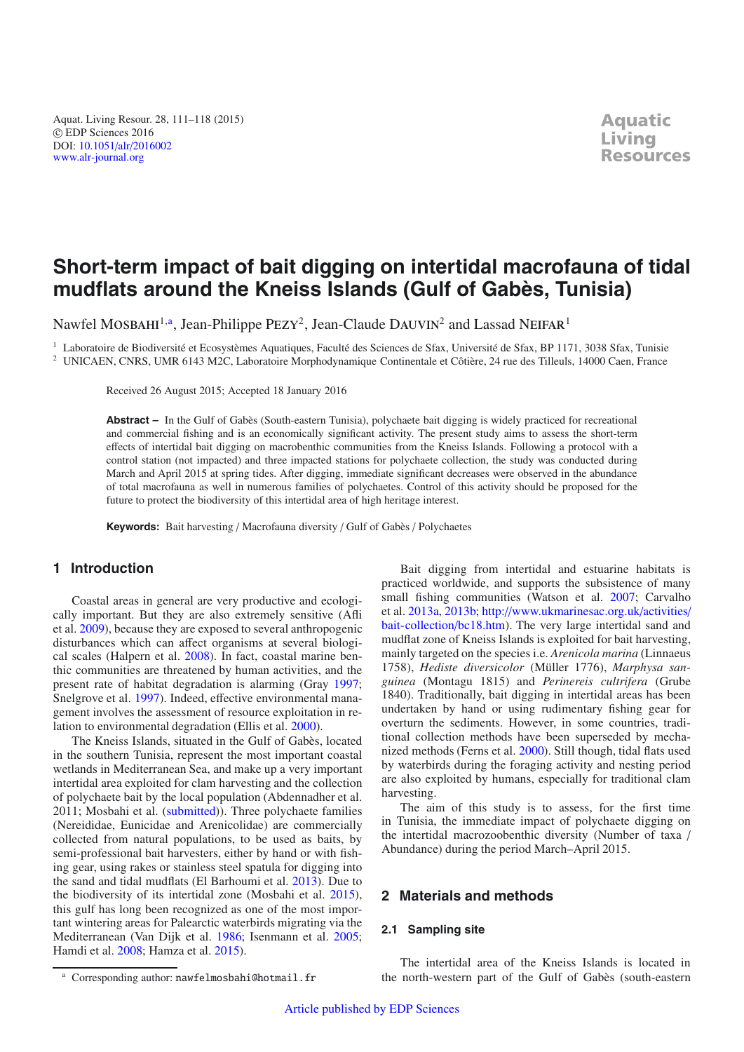# Short-term impact of bait digging on intertidal macrofauna of tidal mudflats around the Kneiss Islands (Gulf of Gabès, Tunisia)

Nawfel Mosbahi[1,a], Jean-Philippe Pezy[2], Jean-Claude Dauvin[2] and Lassad Neifar[1]

[1] Laboratoire de Biodiversité et Ecosystèmes Aquatiques, Faculté des Sciences de Sfax, Université de Sfax, BP 1171, 3038 Sfax, Tunisie
[2] UNICAEN, CNRS, UMR 6143 M2C, Laboratoire Morphodynamique Continentale et Côtière, 24 rue des Tilleuls, 14000 Caen, France

Received 26 August 2015; Accepted 18 January 2016

**Abstract –** In the Gulf of Gabès (South-eastern Tunisia), polychaete bait digging is widely practiced for recreational and commercial fishing and is an economically significant activity. The present study aims to assess the short-term effects of intertidal bait digging on macrobenthic communities from the Kneiss Islands. Following a protocol with a control station (not impacted) and three impacted stations for polychaete collection, the study was conducted during March and April 2015 at spring tides. After digging, immediate significant decreases were observed in the abundance of total macrofauna as well in numerous families of polychaetes. Control of this activity should be proposed for the future to protect the biodiversity of this intertidal area of high heritage interest.

**Keywords:** Bait harvesting / Macrofauna diversity / Gulf of Gabès / Polychaetes

## 1 Introduction

Coastal areas in general are very productive and ecologically important. But they are also extremely sensitive (Afli et al. 2009), because they are exposed to several anthropogenic disturbances which can affect organisms at several biological scales (Halpern et al. 2008). In fact, coastal marine benthic communities are threatened by human activities, and the present rate of habitat degradation is alarming (Gray 1997; Snelgrove et al. 1997). Indeed, effective environmental management involves the assessment of resource exploitation in relation to environmental degradation (Ellis et al. 2000).

The Kneiss Islands, situated in the Gulf of Gabès, located in the southern Tunisia, represent the most important coastal wetlands in Mediterranean Sea, and make up a very important intertidal area exploited for clam harvesting and the collection of polychaete bait by the local population (Abdennadher et al. 2011; Mosbahi et al. (submitted)). Three polychaete families (Nereididae, Eunicidae and Arenicolidae) are commercially collected from natural populations, to be used as baits, by semi-professional bait harvesters, either by hand or with fishing gear, using rakes or stainless steel spatula for digging into the sand and tidal mudflats (El Barhoumi et al. 2013). Due to the biodiversity of its intertidal zone (Mosbahi et al. 2015), this gulf has long been recognized as one of the most important wintering areas for Palearctic waterbirds migrating via the Mediterranean (Van Dijk et al. 1986; Isenmann et al. 2005; Hamdi et al. 2008; Hamza et al. 2015).

Bait digging from intertidal and estuarine habitats is practiced worldwide, and supports the subsistence of many small fishing communities (Watson et al. 2007; Carvalho et al. 2013a, 2013b; http://www.ukmarinesac.org.uk/activities/bait-collection/bc18.htm). The very large intertidal sand and mudflat zone of Kneiss Islands is exploited for bait harvesting, mainly targeted on the species i.e. *Arenicola marina* (Linnaeus 1758), *Hediste diversicolor* (Müller 1776), *Marphysa sanguinea* (Montagu 1815) and *Perinereis cultrifera* (Grube 1840). Traditionally, bait digging in intertidal areas has been undertaken by hand or using rudimentary fishing gear for overturn the sediments. However, in some countries, traditional collection methods have been superseded by mechanized methods (Ferns et al. 2000). Still though, tidal flats used by waterbirds during the foraging activity and nesting period are also exploited by humans, especially for traditional clam harvesting.

The aim of this study is to assess, for the first time in Tunisia, the immediate impact of polychaete digging on the intertidal macrozoobenthic diversity (Number of taxa / Abundance) during the period March–April 2015.

## 2 Materials and methods

### 2.1 Sampling site

The intertidal area of the Kneiss Islands is located in the north-western part of the Gulf of Gabès (south-eastern

[a] Corresponding author: nawfelmosbahi@hotmail.fr

Article published by EDP Sciences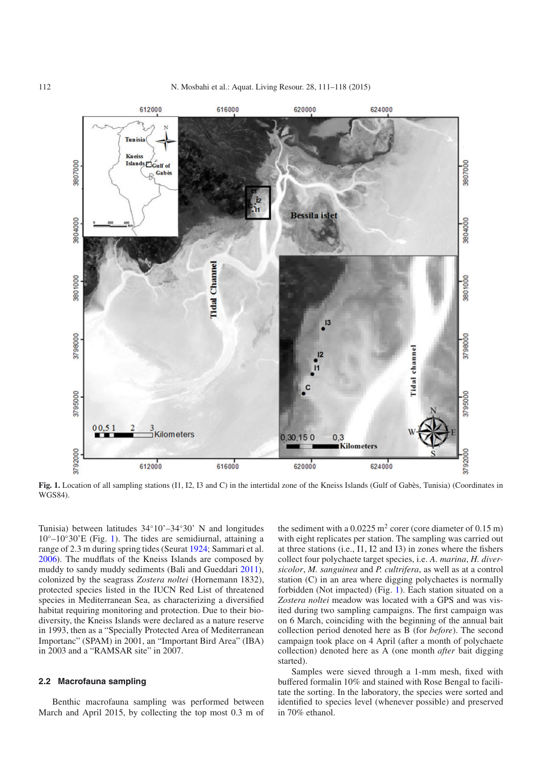Fig. 1. Location of all sampling stations (I1, I2, I3 and C) in the intertidal zone of the Kneiss Islands (Gulf of Gabès, Tunisia) (Coordinates in WGS84).

Tunisia) between latitudes 34°10'–34°30' N and longitudes 10°–10°30'E (Fig. 1). The tides are semidiurnal, attaining a range of 2.3 m during spring tides (Seurat 1924; Sammari et al. 2006). The mudflats of the Kneiss Islands are composed by muddy to sandy muddy sediments (Bali and Gueddari 2011), colonized by the seagrass *Zostera noltei* (Hornemann 1832), protected species listed in the IUCN Red List of threatened species in Mediterranean Sea, as characterizing a diversified habitat requiring monitoring and protection. Due to their biodiversity, the Kneiss Islands were declared as a nature reserve in 1993, then as a "Specially Protected Area of Mediterranean Importanc" (SPAM) in 2001, an "Important Bird Area" (IBA) in 2003 and a "RAMSAR site" in 2007.

### 2.2 Macrofauna sampling

Benthic macrofauna sampling was performed between March and April 2015, by collecting the top most 0.3 m of the sediment with a 0.0225 $m^2$ corer (core diameter of 0.15 m) with eight replicates per station. The sampling was carried out at three stations (i.e., I1, I2 and I3) in zones where the fishers collect four polychaete target species, i.e. *A. marina*, *H. diversicolor*, *M. sanguinea* and *P. cultrifera*, as well as at a control station (C) in an area where digging polychaetes is normally forbidden (Not impacted) (Fig. 1). Each station situated on a *Zostera noltei* meadow was located with a GPS and was visited during two sampling campaigns. The first campaign was on 6 March, coinciding with the beginning of the annual bait collection period denoted here as B (for *before*). The second campaign took place on 4 April (after a month of polychaete collection) denoted here as A (one month *after* bait digging started).

Samples were sieved through a 1-mm mesh, fixed with buffered formalin 10% and stained with Rose Bengal to facilitate the sorting. In the laboratory, the species were sorted and identified to species level (whenever possible) and preserved in 70% ethanol.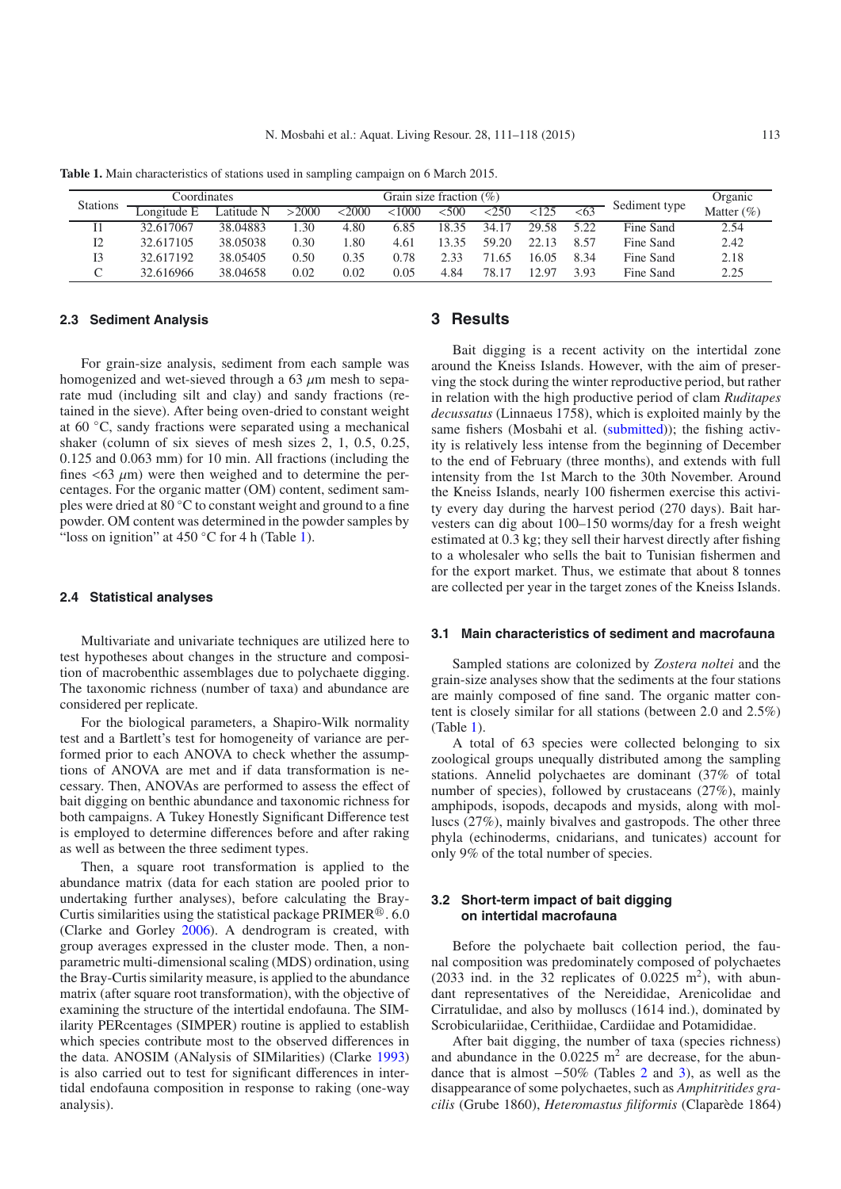**Table 1.** Main characteristics of stations used in sampling campaign on 6 March 2015.

| Stations | Coordinates | | Grain size fraction (%) | | | | | | | Sediment type | Organic Matter (%) |
|---|---|---|---|---|---|---|---|---|---|---|---|
| | Longitude E | Latitude N | >2000 | <2000 | <1000 | <500 | <250 | <125 | <63 | | |
| I1 | 32.617067 | 38.04883 | 1.30 | 4.80 | 6.85 | 18.35 | 34.17 | 29.58 | 5.22 | Fine Sand | 2.54 |
| I2 | 32.617105 | 38.05038 | 0.30 | 1.80 | 4.61 | 13.35 | 59.20 | 22.13 | 8.57 | Fine Sand | 2.42 |
| I3 | 32.617192 | 38.05405 | 0.50 | 0.35 | 0.78 | 2.33 | 71.65 | 16.05 | 8.34 | Fine Sand | 2.18 |
| C | 32.616966 | 38.04658 | 0.02 | 0.02 | 0.05 | 4.84 | 78.17 | 12.97 | 3.93 | Fine Sand | 2.25 |

### 2.3 Sediment Analysis

For grain-size analysis, sediment from each sample was homogenized and wet-sieved through a 63 $\mu$m mesh to separate mud (including silt and clay) and sandy fractions (retained in the sieve). After being oven-dried to constant weight at 60 °C, sandy fractions were separated using a mechanical shaker (column of six sieves of mesh sizes 2, 1, 0.5, 0.25, 0.125 and 0.063 mm) for 10 min. All fractions (including the fines <63 $\mu$m) were then weighed and to determine the percentages. For the organic matter (OM) content, sediment samples were dried at 80 °C to constant weight and ground to a fine powder. OM content was determined in the powder samples by "loss on ignition" at 450 °C for 4 h (Table 1).

### 2.4 Statistical analyses

Multivariate and univariate techniques are utilized here to test hypotheses about changes in the structure and composition of macrobenthic assemblages due to polychaete digging. The taxonomic richness (number of taxa) and abundance are considered per replicate.

For the biological parameters, a Shapiro-Wilk normality test and a Bartlett's test for homogeneity of variance are performed prior to each ANOVA to check whether the assumptions of ANOVA are met and if data transformation is necessary. Then, ANOVAs are performed to assess the effect of bait digging on benthic abundance and taxonomic richness for both campaigns. A Tukey Honestly Significant Difference test is employed to determine differences before and after raking as well as between the three sediment types.

Then, a square root transformation is applied to the abundance matrix (data for each station are pooled prior to undertaking further analyses), before calculating the Bray-Curtis similarities using the statistical package PRIMER®. 6.0 (Clarke and Gorley 2006). A dendrogram is created, with group averages expressed in the cluster mode. Then, a non-parametric multi-dimensional scaling (MDS) ordination, using the Bray-Curtis similarity measure, is applied to the abundance matrix (after square root transformation), with the objective of examining the structure of the intertidal endofauna. The SIMilarity PERCentages (SIMPER) routine is applied to establish which species contribute most to the observed differences in the data. ANOSIM (ANalysis of SIMilarities) (Clarke 1993) is also carried out to test for significant differences in intertidal endofauna composition in response to raking (one-way analysis).

## 3 Results

Bait digging is a recent activity on the intertidal zone around the Kneiss Islands. However, with the aim of preserving the stock during the winter reproductive period, but rather in relation with the high productive period of clam *Ruditapes decussatus* (Linnaeus 1758), which is exploited mainly by the same fishers (Mosbahi et al. (submitted)); the fishing activity is relatively less intense from the beginning of December to the end of February (three months), and extends with full intensity from the 1st March to the 30th November. Around the Kneiss Islands, nearly 100 fishermen exercise this activity every day during the harvest period (270 days). Bait harvesters can dig about 100–150 worms/day for a fresh weight estimated at 0.3 kg; they sell their harvest directly after fishing to a wholesaler who sells the bait to Tunisian fishermen and for the export market. Thus, we estimate that about 8 tonnes are collected per year in the target zones of the Kneiss Islands.

### 3.1 Main characteristics of sediment and macrofauna

Sampled stations are colonized by *Zostera noltei* and the grain-size analyses show that the sediments at the four stations are mainly composed of fine sand. The organic matter content is closely similar for all stations (between 2.0 and 2.5%) (Table 1).

A total of 63 species were collected belonging to six zoological groups unequally distributed among the sampling stations. Annelid polychaetes are dominant (37% of total number of species), followed by crustaceans (27%), mainly amphipods, isopods, decapods and mysids, along with molluscs (27%), mainly bivalves and gastropods. The other three phyla (echinoderms, cnidarians, and tunicates) account for only 9% of the total number of species.

### 3.2 Short-term impact of bait digging on intertidal macrofauna

Before the polychaete bait collection period, the faunal composition was predominately composed of polychaetes (2033 ind. in the 32 replicates of 0.0225 $m^2$), with abundant representatives of the Nereididae, Arenicolidae and Cirratulidae, and also by molluscs (1614 ind.), dominated by Scrobiculariidae, Cerithiidae, Cardiidae and Potamididae.

After bait digging, the number of taxa (species richness) and abundance in the 0.0225 $m^2$ are decrease, for the abundance that is almost −50% (Tables 2 and 3), as well as the disappearance of some polychaetes, such as *Amphitritides gracilis* (Grube 1860), *Heteromastus filiformis* (Claparède 1864)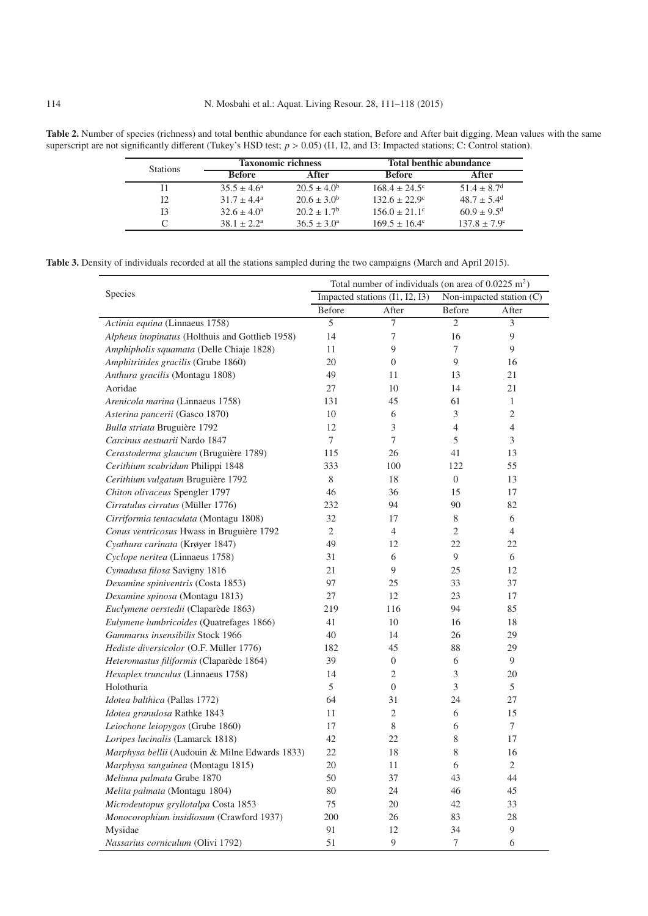**Table 2.** Number of species (richness) and total benthic abundance for each station, Before and After bait digging. Mean values with the same superscript are not significantly different (Tukey's HSD test; $p > 0.05$) (I1, I2, and I3: Impacted stations; C: Control station).

| Stations | Taxonomic richness | | Total benthic abundance | |
|---|---|---|---|---|
| | **Before** | **After** | **Before** | **After** |
| I1 | $35.5 \pm 4.6^a$ | $20.5 \pm 4.0^b$ | $168.4 \pm 24.5^c$ | $51.4 \pm 8.7^d$ |
| I2 | $31.7 \pm 4.4^a$ | $20.6 \pm 3.0^b$ | $132.6 \pm 22.9^c$ | $48.7 \pm 5.4^d$ |
| I3 | $32.6 \pm 4.0^a$ | $20.2 \pm 1.7^b$ | $156.0 \pm 21.1^c$ | $60.9 \pm 9.5^d$ |
| C | $38.1 \pm 2.2^a$ | $36.5 \pm 3.0^a$ | $169.5 \pm 16.4^c$ | $137.8 \pm 7.9^c$ |

**Table 3.** Density of individuals recorded at all the stations sampled during the two campaigns (March and April 2015).

| Species | Total number of individuals (on area of 0.0225 $m^2$) | | | |
|---|---|---|---|---|
| | Impacted stations (I1, I2, I3) | | Non-impacted station (C) | |
| | Before | After | Before | After |
| *Actinia equina* (Linnaeus 1758) | 5 | 7 | 2 | 3 |
| *Alpheus inopinatus* (Holthuis and Gottlieb 1958) | 14 | 7 | 16 | 9 |
| *Amphipholis squamata* (Delle Chiaje 1828) | 11 | 9 | 7 | 9 |
| *Amphitritides gracilis* (Grube 1860) | 20 | 0 | 9 | 16 |
| *Anthura gracilis* (Montagu 1808) | 49 | 11 | 13 | 21 |
| Aoridae | 27 | 10 | 14 | 21 |
| *Arenicola marina* (Linnaeus 1758) | 131 | 45 | 61 | 1 |
| *Asterina pancerii* (Gasco 1870) | 10 | 6 | 3 | 2 |
| *Bulla striata* Bruguière 1792 | 12 | 3 | 4 | 4 |
| *Carcinus aestuarii* Nardo 1847 | 7 | 7 | 5 | 3 |
| *Cerastoderma glaucum* (Bruguière 1789) | 115 | 26 | 41 | 13 |
| *Cerithium scabridum* Philippi 1848 | 333 | 100 | 122 | 55 |
| *Cerithium vulgatum* Bruguière 1792 | 8 | 18 | 0 | 13 |
| *Chiton olivaceus* Spengler 1797 | 46 | 36 | 15 | 17 |
| *Cirratulus cirratus* (Müller 1776) | 232 | 94 | 90 | 82 |
| *Cirriformia tentaculata* (Montagu 1808) | 32 | 17 | 8 | 6 |
| *Conus ventricosus* Hwass in Bruguière 1792 | 2 | 4 | 2 | 4 |
| *Cyathura carinata* (Krøyer 1847) | 49 | 12 | 22 | 22 |
| *Cyclope neritea* (Linnaeus 1758) | 31 | 6 | 9 | 6 |
| *Cymadusa filosa* Savigny 1816 | 21 | 9 | 25 | 12 |
| *Dexamine spiniventris* (Costa 1853) | 97 | 25 | 33 | 37 |
| *Dexamine spinosa* (Montagu 1813) | 27 | 12 | 23 | 17 |
| *Euclymene oerstedii* (Claparède 1863) | 219 | 116 | 94 | 85 |
| *Eulymene lumbricoides* (Quatrefages 1866) | 41 | 10 | 16 | 18 |
| *Gammarus insensibilis* Stock 1966 | 40 | 14 | 26 | 29 |
| *Hediste diversicolor* (O.F. Müller 1776) | 182 | 45 | 88 | 29 |
| *Heteromastus filiformis* (Claparède 1864) | 39 | 0 | 6 | 9 |
| *Hexaplex trunculus* (Linnaeus 1758) | 14 | 2 | 3 | 20 |
| Holothuria | 5 | 0 | 3 | 5 |
| *Idotea balthica* (Pallas 1772) | 64 | 31 | 24 | 27 |
| *Idotea granulosa* Rathke 1843 | 11 | 2 | 6 | 15 |
| *Leiochone leiopygos* (Grube 1860) | 17 | 8 | 6 | 7 |
| *Loripes lucinalis* (Lamarck 1818) | 42 | 22 | 8 | 17 |
| *Marphysa bellii* (Audouin & Milne Edwards 1833) | 22 | 18 | 8 | 16 |
| *Marphysa sanguinea* (Montagu 1815) | 20 | 11 | 6 | 2 |
| *Melinna palmata* Grube 1870 | 50 | 37 | 43 | 44 |
| *Melita palmata* (Montagu 1804) | 80 | 24 | 46 | 45 |
| *Microdeutopus gryllotalpa* Costa 1853 | 75 | 20 | 42 | 33 |
| *Monocorophium insidiosum* (Crawford 1937) | 200 | 26 | 83 | 28 |
| Mysidae | 91 | 12 | 34 | 9 |
| *Nassarius corniculum* (Olivi 1792) | 51 | 9 | 7 | 6 |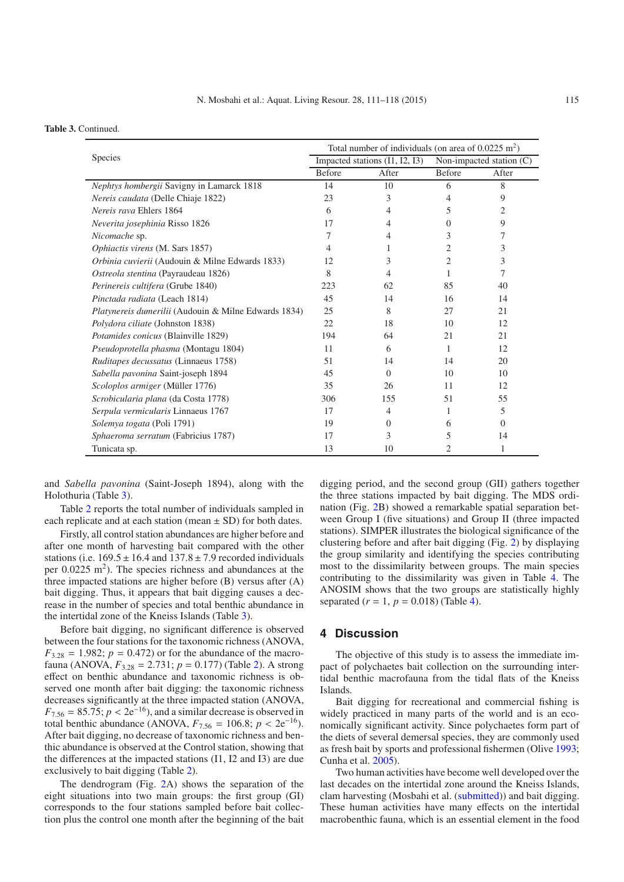**Table 3.** Continued.

| Species | Total number of individuals (on area of 0.0225 m$^2$) | | | |
|---|---|---|---|---|
| | Impacted stations (I1, I2, I3) | | Non-impacted station (C) | |
| | Before | After | Before | After |
| *Nephtys hombergii* Savigny in Lamarck 1818 | 14 | 10 | 6 | 8 |
| *Nereis caudata* (Delle Chiaje 1822) | 23 | 3 | 4 | 9 |
| *Nereis rava* Ehlers 1864 | 6 | 4 | 5 | 2 |
| *Neverita josephinia* Risso 1826 | 17 | 4 | 0 | 9 |
| *Nicomache* sp. | 7 | 4 | 3 | 7 |
| *Ophiactis virens* (M. Sars 1857) | 4 | 1 | 2 | 3 |
| *Orbinia cuvierii* (Audouin & Milne Edwards 1833) | 12 | 3 | 2 | 3 |
| *Ostreola stentina* (Payraudeau 1826) | 8 | 4 | 1 | 7 |
| *Perinereis cultifera* (Grube 1840) | 223 | 62 | 85 | 40 |
| *Pinctada radiata* (Leach 1814) | 45 | 14 | 16 | 14 |
| *Platynereis dumerilii* (Audouin & Milne Edwards 1834) | 25 | 8 | 27 | 21 |
| *Polydora ciliate* (Johnston 1838) | 22 | 18 | 10 | 12 |
| *Potamides conicus* (Blainville 1829) | 194 | 64 | 21 | 21 |
| *Pseudoprotella phasma* (Montagu 1804) | 11 | 6 | 1 | 12 |
| *Ruditapes decussatus* (Linnaeus 1758) | 51 | 14 | 14 | 20 |
| *Sabella pavonina* Saint-joseph 1894 | 45 | 0 | 10 | 10 |
| *Scoloplos armiger* (Müller 1776) | 35 | 26 | 11 | 12 |
| *Scrobicularia plana* (da Costa 1778) | 306 | 155 | 51 | 55 |
| *Serpula vermicularis* Linnaeus 1767 | 17 | 4 | 1 | 5 |
| *Solemya togata* (Poli 1791) | 19 | 0 | 6 | 0 |
| *Sphaeroma serratum* (Fabricius 1787) | 17 | 3 | 5 | 14 |
| Tunicata sp. | 13 | 10 | 2 | 1 |

and *Sabella pavonina* (Saint-Joseph 1894), along with the Holothuria (Table 3).

Table 2 reports the total number of individuals sampled in each replicate and at each station (mean ± SD) for both dates.

Firstly, all control station abundances are higher before and after one month of harvesting bait compared with the other stations (i.e. 169.5 ± 16.4 and 137.8 ± 7.9 recorded individuals per 0.0225 m$^2$). The species richness and abundances at the three impacted stations are higher before (B) versus after (A) bait digging. Thus, it appears that bait digging causes a decrease in the number of species and total benthic abundance in the intertidal zone of the Kneiss Islands (Table 3).

Before bait digging, no significant difference is observed between the four stations for the taxonomic richness (ANOVA, $F_{3.28} = 1.982$; $p = 0.472$) or for the abundance of the macrofauna (ANOVA, $F_{3.28} = 2.731$; $p = 0.177$) (Table 2). A strong effect on benthic abundance and taxonomic richness is observed one month after bait digging: the taxonomic richness decreases significantly at the three impacted station (ANOVA, $F_{7.56} = 85.75$; $p < 2e^{-16}$), and a similar decrease is observed in total benthic abundance (ANOVA, $F_{7.56} = 106.8$; $p < 2e^{-16}$). After bait digging, no decrease of taxonomic richness and benthic abundance is observed at the Control station, showing that the differences at the impacted stations (I1, I2 and I3) are due exclusively to bait digging (Table 2).

The dendrogram (Fig. 2A) shows the separation of the eight situations into two main groups: the first group (GI) corresponds to the four stations sampled before bait collection plus the control one month after the beginning of the bait digging period, and the second group (GII) gathers together the three stations impacted by bait digging. The MDS ordination (Fig. 2B) showed a remarkable spatial separation between Group I (five situations) and Group II (three impacted stations). SIMPER illustrates the biological significance of the clustering before and after bait digging (Fig. 2) by displaying the group similarity and identifying the species contributing most to the dissimilarity between groups. The main species contributing to the dissimilarity was given in Table 4. The ANOSIM shows that the two groups are statistically highly separated ($r = 1$, $p = 0.018$) (Table 4).

## 4 Discussion

The objective of this study is to assess the immediate impact of polychaetes bait collection on the surrounding intertidal benthic macrofauna from the tidal flats of the Kneiss Islands.

Bait digging for recreational and commercial fishing is widely practiced in many parts of the world and is an economically significant activity. Since polychaetes form part of the diets of several demersal species, they are commonly used as fresh bait by sports and professional fishermen (Olive 1993; Cunha et al. 2005).

Two human activities have become well developed over the last decades on the intertidal zone around the Kneiss Islands, clam harvesting (Mosbahi et al. (submitted)) and bait digging. These human activities have many effects on the intertidal macrobenthic fauna, which is an essential element in the food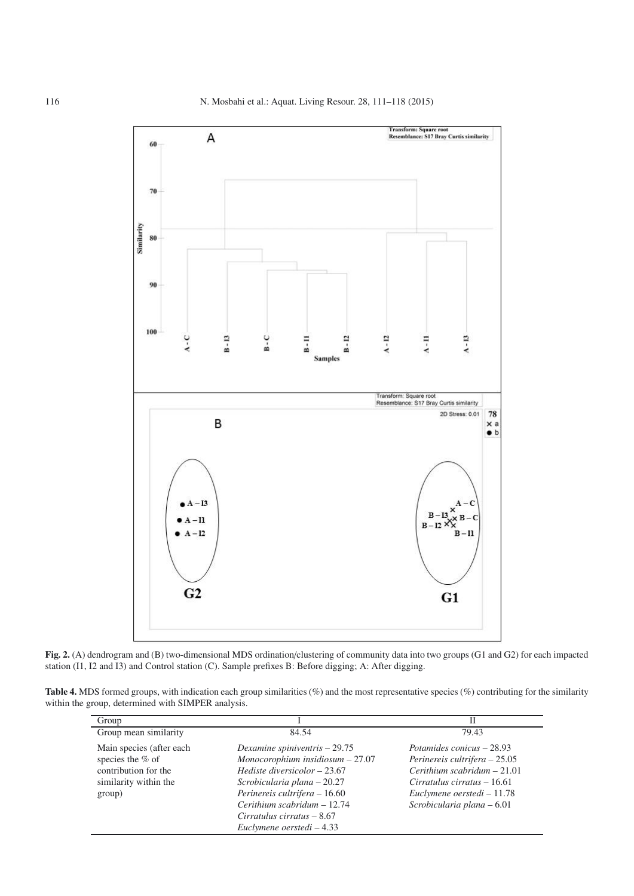**Fig. 2.** (A) dendrogram and (B) two-dimensional MDS ordination/clustering of community data into two groups (G1 and G2) for each impacted station (I1, I2 and I3) and Control station (C). Sample prefixes B: Before digging; A: After digging.

**Table 4.** MDS formed groups, with indication each group similarities (%) and the most representative species (%) contributing for the similarity within the group, determined with SIMPER analysis.

| Group | I | II |
|---|---|---|
| Group mean similarity | 84.54 | 79.43 |
| Main species (after each species the % of contribution for the similarity within the group) | *Dexamine spiniventris* – 29.75<br>*Monocorophium insidiosum* – 27.07<br>*Hediste diversicolor* – 23.67<br>*Scrobicularia plana* – 20.27<br>*Perinereis cultrifera* – 16.60<br>*Cerithium scabridum* – 12.74<br>*Cirratulus cirratus* – 8.67<br>*Euclymene oerstedi* – 4.33 | *Potamides conicus* – 28.93<br>*Perinereis cultrifera* – 25.05<br>*Cerithium scabridum* – 21.01<br>*Cirratulus cirratus* – 16.61<br>*Euclymene oerstedi* – 11.78<br>*Scrobicularia plana* – 6.01 |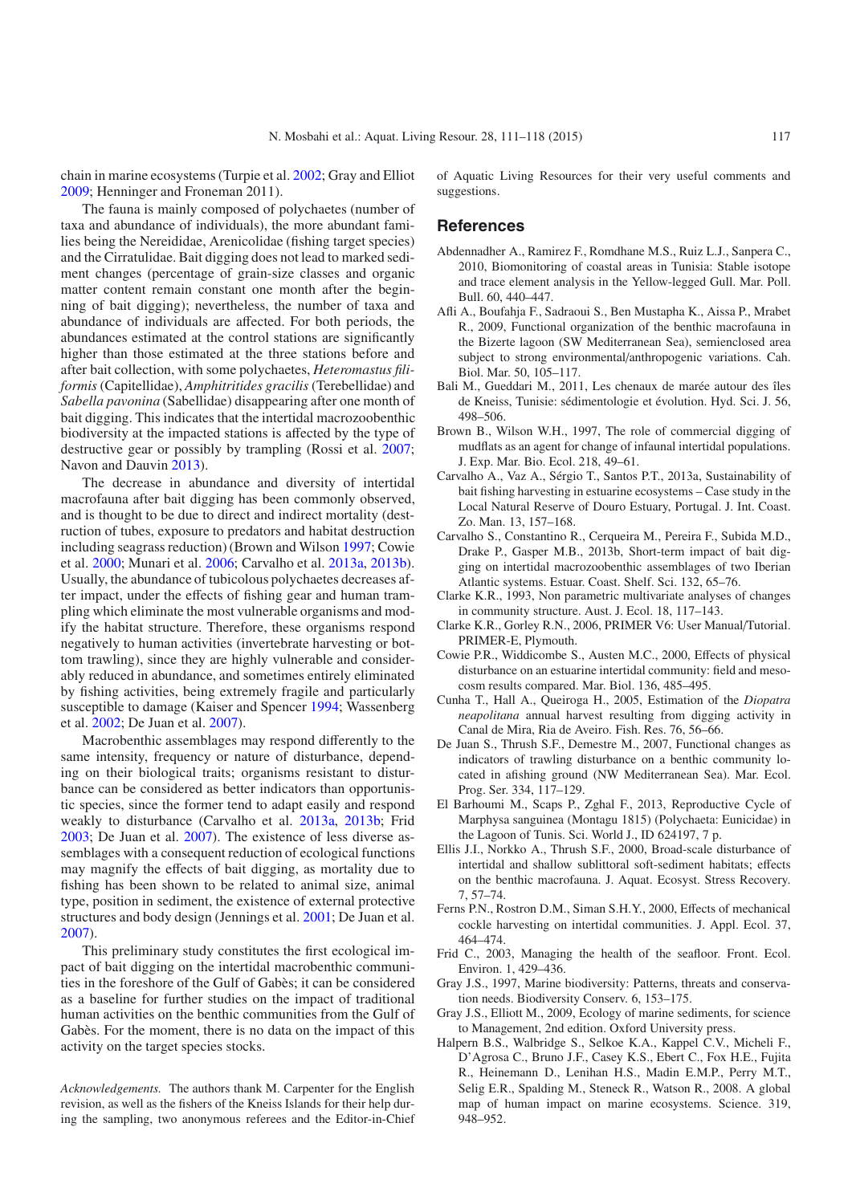chain in marine ecosystems (Turpie et al. 2002; Gray and Elliot 2009; Henninger and Froneman 2011).

The fauna is mainly composed of polychaetes (number of taxa and abundance of individuals), the more abundant families being the Nereididae, Arenicolidae (fishing target species) and the Cirratulidae. Bait digging does not lead to marked sediment changes (percentage of grain-size classes and organic matter content remain constant one month after the beginning of bait digging); nevertheless, the number of taxa and abundance of individuals are affected. For both periods, the abundances estimated at the control stations are significantly higher than those estimated at the three stations before and after bait collection, with some polychaetes, *Heteromastus filiformis* (Capitellidae), *Amphitritides gracilis* (Terebellidae) and *Sabella pavonina* (Sabellidae) disappearing after one month of bait digging. This indicates that the intertidal macrozoobenthic biodiversity at the impacted stations is affected by the type of destructive gear or possibly by trampling (Rossi et al. 2007; Navon and Dauvin 2013).

The decrease in abundance and diversity of intertidal macrofauna after bait digging has been commonly observed, and is thought to be due to direct and indirect mortality (destruction of tubes, exposure to predators and habitat destruction including seagrass reduction) (Brown and Wilson 1997; Cowie et al. 2000; Munari et al. 2006; Carvalho et al. 2013a, 2013b). Usually, the abundance of tubicolous polychaetes decreases after impact, under the effects of fishing gear and human trampling which eliminate the most vulnerable organisms and modify the habitat structure. Therefore, these organisms respond negatively to human activities (invertebrate harvesting or bottom trawling), since they are highly vulnerable and considerably reduced in abundance, and sometimes entirely eliminated by fishing activities, being extremely fragile and particularly susceptible to damage (Kaiser and Spencer 1994; Wassenberg et al. 2002; De Juan et al. 2007).

Macrobenthic assemblages may respond differently to the same intensity, frequency or nature of disturbance, depending on their biological traits; organisms resistant to disturbance can be considered as better indicators than opportunistic species, since the former tend to adapt easily and respond weakly to disturbance (Carvalho et al. 2013a, 2013b; Frid 2003; De Juan et al. 2007). The existence of less diverse assemblages with a consequent reduction of ecological functions may magnify the effects of bait digging, as mortality due to fishing has been shown to be related to animal size, animal type, position in sediment, the existence of external protective structures and body design (Jennings et al. 2001; De Juan et al. 2007).

This preliminary study constitutes the first ecological impact of bait digging on the intertidal macrobenthic communities in the foreshore of the Gulf of Gabès; it can be considered as a baseline for further studies on the impact of traditional human activities on the benthic communities from the Gulf of Gabès. For the moment, there is no data on the impact of this activity on the target species stocks.

*Acknowledgements.* The authors thank M. Carpenter for the English revision, as well as the fishers of the Kneiss Islands for their help during the sampling, two anonymous referees and the Editor-in-Chief of Aquatic Living Resources for their very useful comments and suggestions.

## References

Abdennadher A., Ramirez F., Romdhane M.S., Ruiz L.J., Sanpera C., 2010, Biomonitoring of coastal areas in Tunisia: Stable isotope and trace element analysis in the Yellow-legged Gull. Mar. Poll. Bull. 60, 440–447.

Afli A., Boufahja F., Sadraoui S., Ben Mustapha K., Aissa P., Mrabet R., 2009, Functional organization of the benthic macrofauna in the Bizerte lagoon (SW Mediterranean Sea), semienclosed area subject to strong environmental/anthropogenic variations. Cah. Biol. Mar. 50, 105–117.

Bali M., Gueddari M., 2011, Les chenaux de marée autour des îles de Kneiss, Tunisie: sédimentologie et évolution. Hyd. Sci. J. 56, 498–506.

Brown B., Wilson W.H., 1997, The role of commercial digging of mudflats as an agent for change of infaunal intertidal populations. J. Exp. Mar. Bio. Ecol. 218, 49–61.

Carvalho A., Vaz A., Sérgio T., Santos P.T., 2013a, Sustainability of bait fishing harvesting in estuarine ecosystems – Case study in the Local Natural Reserve of Douro Estuary, Portugal. J. Int. Coast. Zo. Man. 13, 157–168.

Carvalho S., Constantino R., Cerqueira M., Pereira F., Subida M.D., Drake P., Gasper M.B., 2013b, Short-term impact of bait digging on intertidal macrozoobenthic assemblages of two Iberian Atlantic systems. Estuar. Coast. Shelf. Sci. 132, 65–76.

Clarke K.R., 1993, Non parametric multivariate analyses of changes in community structure. Aust. J. Ecol. 18, 117–143.

Clarke K.R., Gorley R.N., 2006, PRIMER V6: User Manual/Tutorial. PRIMER-E, Plymouth.

Cowie P.R., Widdicombe S., Austen M.C., 2000, Effects of physical disturbance on an estuarine intertidal community: field and mesocosm results compared. Mar. Biol. 136, 485–495.

Cunha T., Hall A., Queiroga H., 2005, Estimation of the *Diopatra neapolitana* annual harvest resulting from digging activity in Canal de Mira, Ria de Aveiro. Fish. Res. 76, 56–66.

De Juan S., Thrush T., Demestre M., 2007, Functional changes as indicators of trawling disturbance on a benthic community located in afishing ground (NW Mediterranean Sea). Mar. Ecol. Prog. Ser. 334, 117–129.

El Barhoumi M., Scaps P., Zghal F., 2013, Reproductive Cycle of Marphysa sanguinea (Montagu 1815) (Polychaeta: Eunicidae) in the Lagoon of Tunis. Sci. World J., ID 624197, 7 p.

Ellis J.I., Norkko A., Thrush S.F., 2000, Broad-scale disturbance of intertidal and shallow sublittoral soft-sediment habitats; effects on the benthic macrofauna. J. Aquat. Ecosyst. Stress Recovery. 7, 57–74.

Ferns P.N., Rostron D.M., Siman S.H.Y., 2000, Effects of mechanical cockle harvesting on intertidal communities. J. Appl. Ecol. 37, 464–474.

Frid C., 2003, Managing the health of the seafloor. Front. Ecol. Environ. 1, 429–436.

Gray J.S., 1997, Marine biodiversity: Patterns, threats and conservation needs. Biodiversity Conserv. 6, 153–175.

Gray J.S., Elliott M., 2009, Ecology of marine sediments, for science to Management, 2nd edition. Oxford University press.

Halpern B.S., Walbridge S., Selkoe K.A., Kappel C.V., Micheli F., D'Agrosa C., Bruno J.F., Casey K.S., Ebert C., Fox H.E., Fujita R., Heinemann D., Lenihan H.S., Madin E.M.P., Perry M.T., Selig E.R., Spalding M., Steneck R., Watson R., 2008. A global map of human impact on marine ecosystems. Science. 319, 948–952.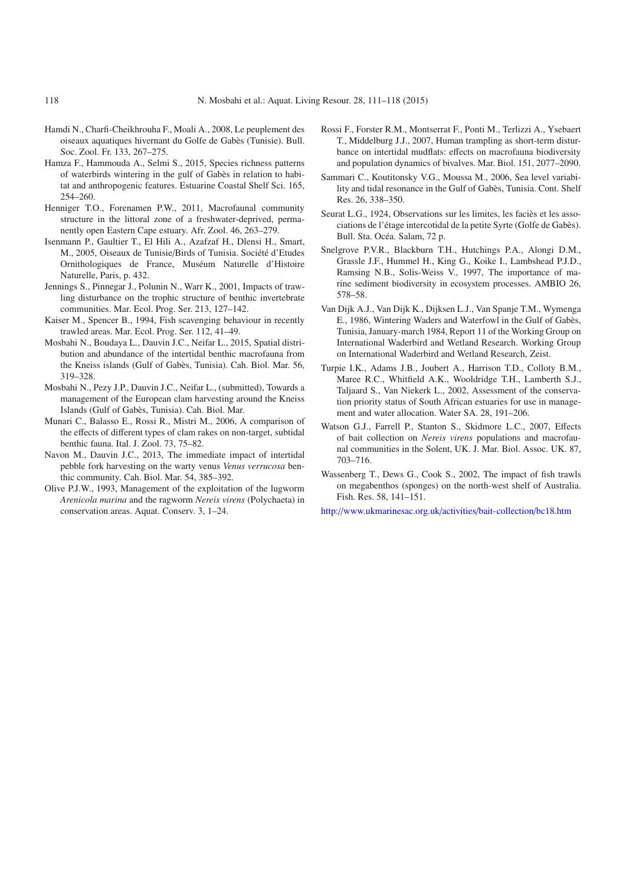Hamdi N., Charfi-Cheikhrouha F., Moali A., 2008, Le peuplement des oiseaux aquatiques hivernant du Golfe de Gabès (Tunisie). Bull. Soc. Zool. Fr. 133, 267–275.

Hamza F., Hammouda A., Selmi S., 2015, Species richness patterns of waterbirds wintering in the gulf of Gabès in relation to habitat and anthropogenic features. Estuarine Coastal Shelf Sci. 165, 254–260.

Henniger T.O., Forenamen P.W., 2011, Macrofaunal community structure in the littoral zone of a freshwater-deprived, permanently open Eastern Cape estuary. Afr. Zool. 46, 263–279.

Isenmann P., Gaultier T., El Hili A., Azafzaf H., Dlensi H., Smart, M., 2005, Oiseaux de Tunisie/Birds of Tunisia. Société d'Etudes Ornithologiques de France, Muséum Naturelle d'Histoire Naturelle, Paris, p. 432.

Jennings S., Pinnegar J., Polunin N., Warr K., 2001, Impacts of trawling disturbance on the trophic structure of benthic invertebrate communities. Mar. Ecol. Prog. Ser. 213, 127–142.

Kaiser M., Spencer B., 1994, Fish scavenging behaviour in recently trawled areas. Mar. Ecol. Prog. Ser. 112, 41–49.

Mosbahi N., Boudaya L., Dauvin J.C., Neifar L., 2015, Spatial distribution and abundance of the intertidal benthic macrofauna from the Kneiss islands (Gulf of Gabès, Tunisia). Cah. Biol. Mar. 56, 319–328.

Mosbahi N., Pezy J.P., Dauvin J.C., Neifar L., (submitted), Towards a management of the European clam harvesting around the Kneiss Islands (Gulf of Gabès, Tunisia). Cah. Biol. Mar.

Munari C., Balasso E., Rossi R., Mistri M., 2006, A comparison of the effects of different types of clam rakes on non-target, subtidal benthic fauna. Ital. J. Zool. 73, 75–82.

Navon M., Dauvin J.C., 2013, The immediate impact of intertidal pebble fork harvesting on the warty venus *Venus verrucosa* benthic community. Cah. Biol. Mar. 54, 385–392.

Olive P.J.W., 1993, Management of the exploitation of the lugworm *Arenicola marina* and the ragworm *Nereis virens* (Polychaeta) in conservation areas. Aquat. Conserv. 3, 1–24.

Rossi F., Forster R.M., Montserrat F., Ponti M., Terlizzi A., Ysebaert T., Middelburg J.J., 2007, Human trampling as short-term disturbance on intertidal mudflats: effects on macrofauna biodiversity and population dynamics of bivalves. Mar. Biol. 151, 2077–2090.

Sammari C., Koutitonsky V.G., Moussa M., 2006, Sea level variability and tidal resonance in the Gulf of Gabès, Tunisia. Cont. Shelf Res. 26, 338–350.

Seurat L.G., 1924, Observations sur les limites, les faciès et les associations de l'étage intercotidal de la petite Syrte (Golfe de Gabès). Bull. Sta. Océa. Salam, 72 p.

Snelgrove P.V.R., Blackburn T.H., Hutchings P.A., Alongi D.M., Grassle J.F., Hummel H., King G., Koike I., Lambshead P.J.D., Ramsing N.B., Solis-Weiss V., 1997, The importance of marine sediment biodiversity in ecosystem processes. AMBIO 26, 578–58.

Van Dijk A.J., Van Dijk K., Dijksen L.J., Van Spanje T.M., Wymenga E., 1986, Wintering Waders and Waterfowl in the Gulf of Gabès, Tunisia, January-march 1984, Report 11 of the Working Group on International Waderbird and Wetland Research. Working Group on International Waderbird and Wetland Research, Zeist.

Turpie I.K., Adams J.B., Joubert A., Harrison T.D., Colloty B.M., Maree R.C., Whitfield A.K., Wooldridge T.H., Lamberth S.J., Taljaard S., Van Niekerk L., 2002, Assessment of the conservation priority status of South African estuaries for use in management and water allocation. Water SA. 28, 191–206.

Watson G.J., Farrell P., Stanton S., Skidmore L.C., 2007, Effects of bait collection on *Nereis virens* populations and macrofaunal communities in the Solent, UK. J. Mar. Biol. Assoc. UK. 87, 703–716.

Wassenberg T., Dews G., Cook S., 2002, The impact of fish trawls on megabenthos (sponges) on the north-west shelf of Australia. Fish. Res. 58, 141–151.

http://www.ukmarinesac.org.uk/activities/bait-collection/bc18.htm